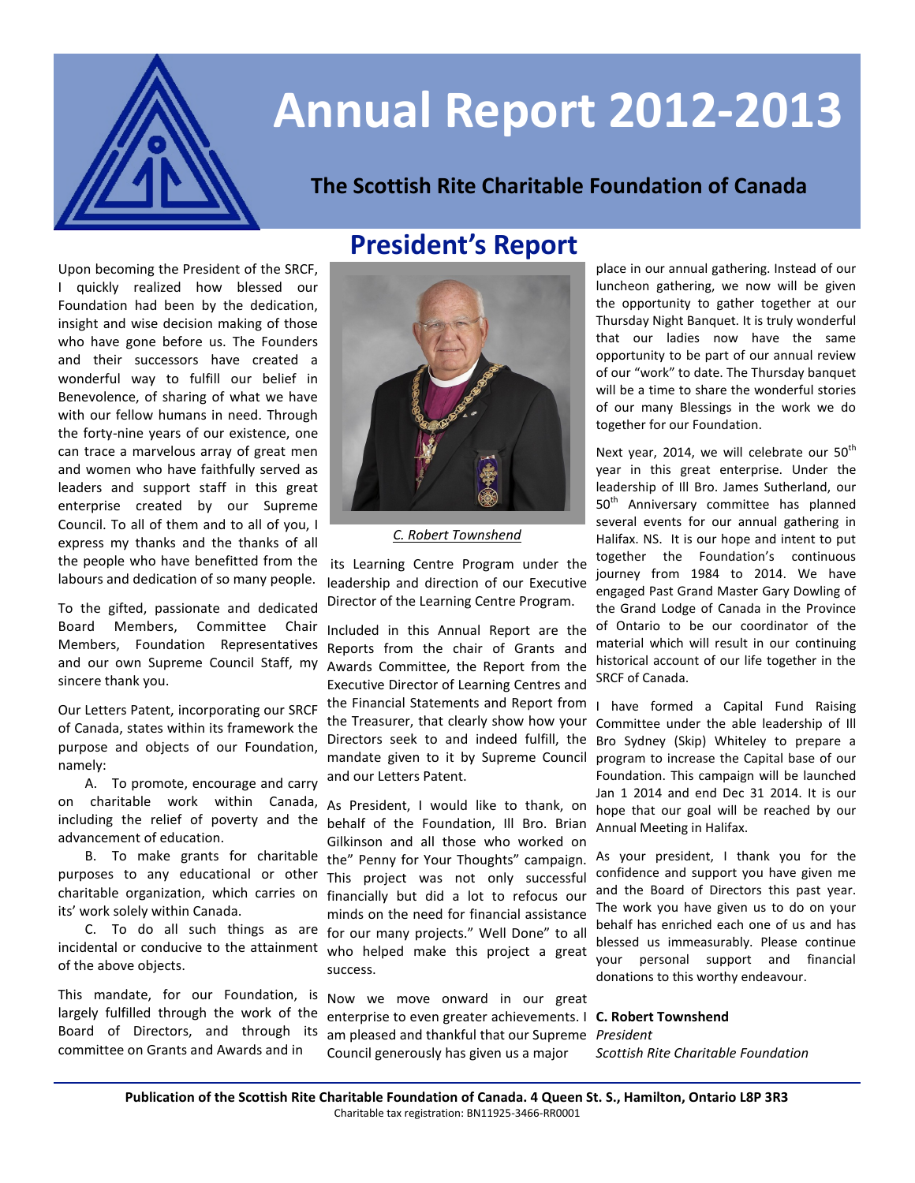# Annual Report 2012-2013

## The Scottish Rite Charitable Foundation of Canada

## President's Report

Upon becoming the President of the SRCF, I quickly realized how blessed our Foundation had been by the dedication, insight and wise decision making of those who have gone before us. The Founders and their successors have created a wonderful way to fulfill our belief in Benevolence, of sharing of what we have with our fellow humans in need. Through the forty-nine years of our existence, one can trace a marvelous array of great men and women who have faithfully served as leaders and support staff in this great enterprise created by our Supreme Council. To all of them and to all of you, I express my thanks and the thanks of all the people who have benefitted from the labours and dedication of so many people.

To the gifted, passionate and dedicated Board Members, Committee Chair Members, Foundation Representatives and our own Supreme Council Staff, my sincere thank you.

Our Letters Patent, incorporating our SRCF of Canada, states within its framework the purpose and objects of our Foundation, namely:

A. To promote, encourage and carry on charitable work within Canada, including the relief of poverty and the advancement of education.

B. To make grants for charitable purposes to any educational or other charitable organization, which carries on its' work solely within Canada.

C. To do all such things as are incidental or conducive to the attainment of the above objects.

This mandate, for our Foundation, is largely fulfilled through the work of the Board of Directors, and through its committee on Grants and Awards and in its Learning Centre Program under the leadership and direction of our Executive Director of the Learning Centre Program.

*C. Robert Townshend*

Included in this Annual Report are the Reports from the chair of Grants and Awards Committee, the Report from the Executive Director of Learning Centres and the Financial Statements and Report from the Treasurer, that clearly show how your Directors seek to and indeed fulfill, the mandate given to it by Supreme Council and our Letters Patent.

As President, I would like to thank, on behalf of the Foundation, Ill Bro. Brian Gilkinson and all those who worked on the" Penny for Your Thoughts" campaign. This project was not only successful financially but did a lot to refocus our minds on the need for financial assistance for our many projects." Well Done" to all who helped make this project a great success.

Now we move onward in our great enterprise to even greater achievements. I am pleased and thankful that our Supreme Council generously has given us a major place in our annual gathering. Instead of our luncheon gathering, we now will be given the opportunity to gather together at our Thursday Night Banquet. It is truly wonderful that our ladies now have the same opportunity to be part of our annual review of our "work" to date. The Thursday banquet will be a time to share the wonderful stories of our many Blessings in the work we do together for our Foundation.

Next year, 2014, we will celebrate our 50th year in this great enterprise. Under the leadership of Ill Bro. James Sutherland, our 50th Anniversary committee has planned several events for our annual gathering in Halifax. NS. It is our hope and intent to put together the Foundation's continuous journey from 1984 to 2014. We have engaged Past Grand Master Gary Dowling of the Grand Lodge of Canada in the Province of Ontario to be our coordinator of the material which will result in our continuing historical account of our life together in the SRCF of Canada.

I have formed a Capital Fund Raising Committee under the able leadership of Ill Bro Sydney (Skip) Whiteley to prepare a program to increase the Capital base of our Foundation. This campaign will be launched Jan 1 2014 and end Dec 31 2014. It is our hope that our goal will be reached by our Annual Meeting in Halifax.

As your president, I thank you for the confidence and support you have given me and the Board of Directors this past year. The work you have given us to do on your behalf has enriched each one of us and has blessed us immeasurably. Please continue your personal support and financial donations to this worthy endeavour.

**C. Robert Townshend**
*President*
*Scottish Rite Charitable Foundation*

**Publication of the Scottish Rite Charitable Foundation of Canada. 4 Queen St. S., Hamilton, Ontario L8P 3R3**
Charitable tax registration: BN11925-3466-RR0001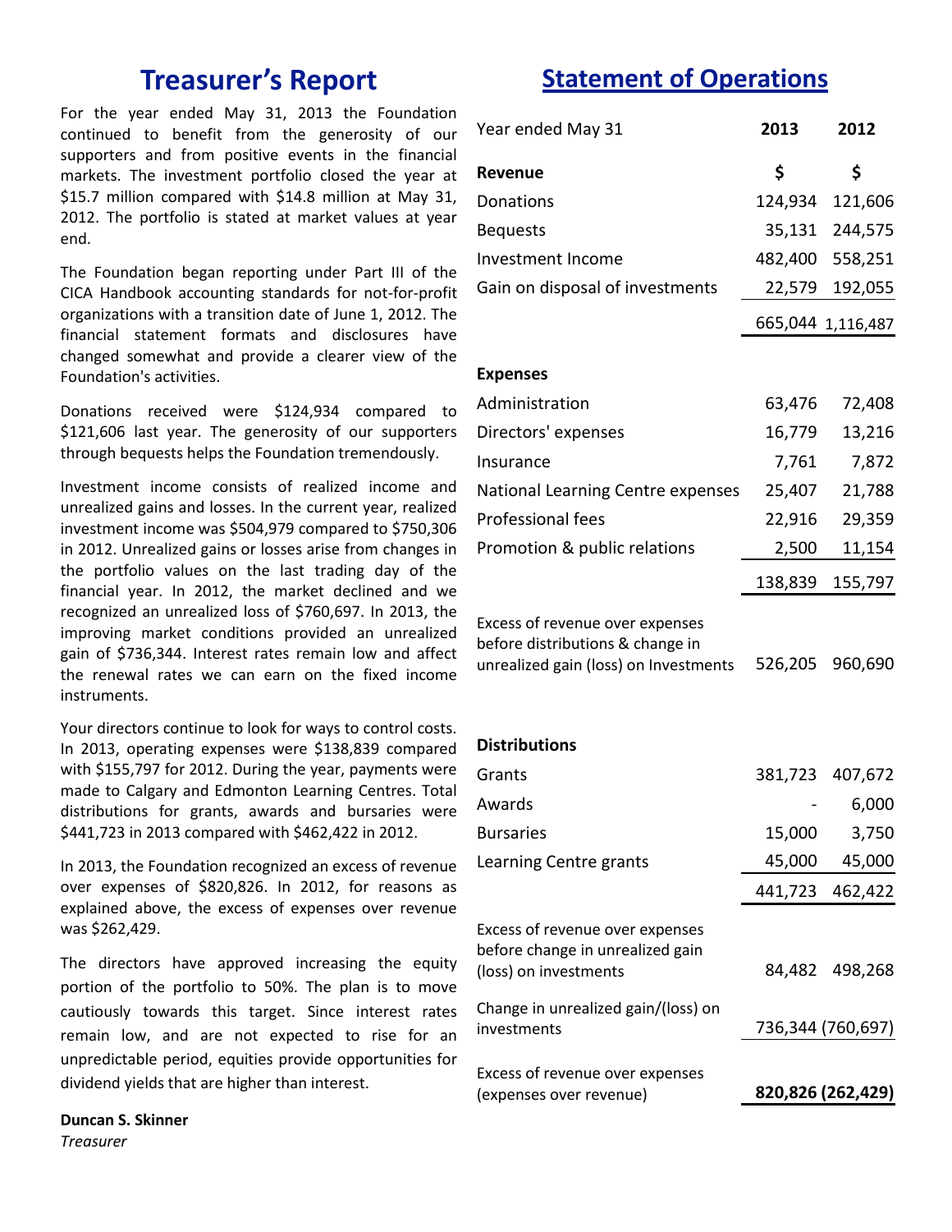# Treasurer's Report

For the year ended May 31, 2013 the Foundation continued to benefit from the generosity of our supporters and from positive events in the financial markets. The investment portfolio closed the year at $15.7 million compared with $14.8 million at May 31, 2012. The portfolio is stated at market values at year end.

The Foundation began reporting under Part III of the CICA Handbook accounting standards for not-for-profit organizations with a transition date of June 1, 2012. The financial statement formats and disclosures have changed somewhat and provide a clearer view of the Foundation's activities.

Donations received were $124,934 compared to $121,606 last year. The generosity of our supporters through bequests helps the Foundation tremendously.

Investment income consists of realized income and unrealized gains and losses. In the current year, realized investment income was $504,979 compared to $750,306 in 2012. Unrealized gains or losses arise from changes in the portfolio values on the last trading day of the financial year. In 2012, the market declined and we recognized an unrealized loss of $760,697. In 2013, the improving market conditions provided an unrealized gain of $736,344. Interest rates remain low and affect the renewal rates we can earn on the fixed income instruments.

Your directors continue to look for ways to control costs. In 2013, operating expenses were $138,839 compared with $155,797 for 2012. During the year, payments were made to Calgary and Edmonton Learning Centres. Total distributions for grants, awards and bursaries were $441,723 in 2013 compared with $462,422 in 2012.

In 2013, the Foundation recognized an excess of revenue over expenses of $820,826. In 2012, for reasons as explained above, the excess of expenses over revenue was $262,429.

The directors have approved increasing the equity portion of the portfolio to 50%. The plan is to move cautiously towards this target. Since interest rates remain low, and are not expected to rise for an unpredictable period, equities provide opportunities for dividend yields that are higher than interest.

**Duncan S. Skinner**
*Treasurer*

# Statement of Operations

| Year ended May 31 | 2013 | 2012 |
|---|---|---|
| **Revenue** | **$** | **$** |
| Donations | 124,934 | 121,606 |
| Bequests | 35,131 | 244,575 |
| Investment Income | 482,400 | 558,251 |
| Gain on disposal of investments | 22,579 | 192,055 |
| | 665,044 | 1,116,487 |
| **Expenses** | | |
| Administration | 63,476 | 72,408 |
| Directors' expenses | 16,779 | 13,216 |
| Insurance | 7,761 | 7,872 |
| National Learning Centre expenses | 25,407 | 21,788 |
| Professional fees | 22,916 | 29,359 |
| Promotion & public relations | 2,500 | 11,154 |
| | 138,839 | 155,797 |
| Excess of revenue over expenses before distributions & change in unrealized gain (loss) on Investments | 526,205 | 960,690 |
| **Distributions** | | |
| Grants | 381,723 | 407,672 |
| Awards | - | 6,000 |
| Bursaries | 15,000 | 3,750 |
| Learning Centre grants | 45,000 | 45,000 |
| | 441,723 | 462,422 |
| Excess of revenue over expenses before change in unrealized gain (loss) on investments | 84,482 | 498,268 |
| Change in unrealized gain/(loss) on investments | 736,344 | (760,697) |
| Excess of revenue over expenses (expenses over revenue) | **820,826** | **(262,429)** |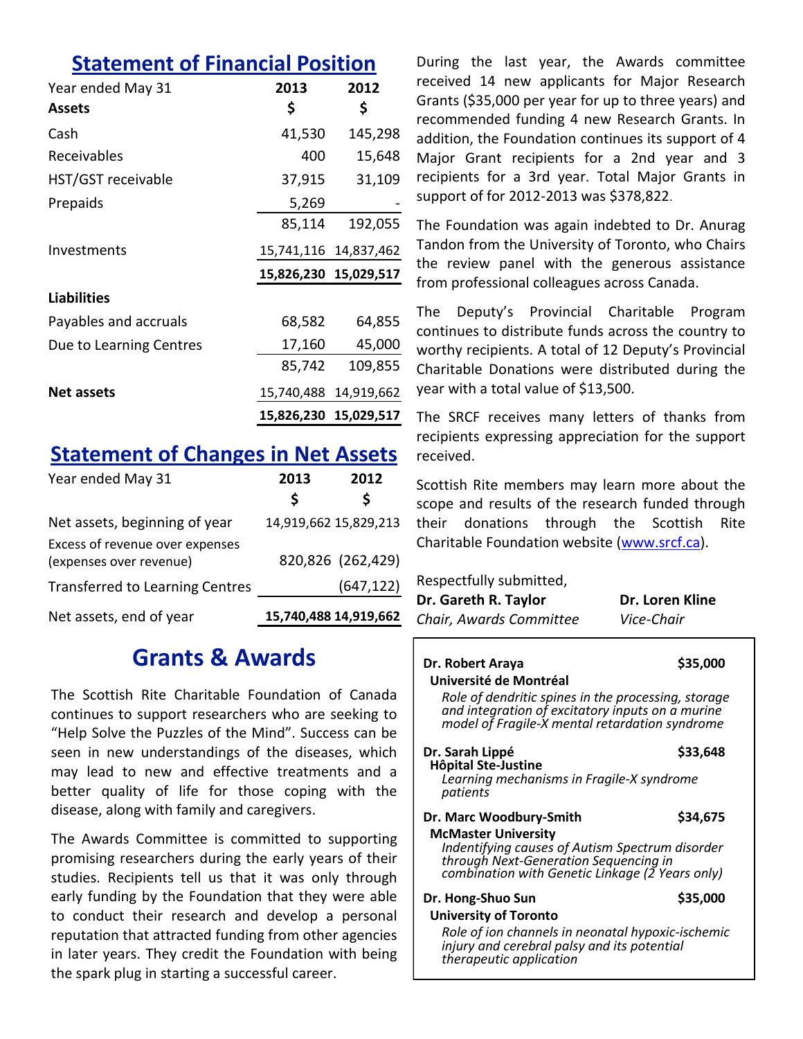## Statement of Financial Position

| Year ended May 31 | 2013 | 2012 |
|---|---|---|
| **Assets** | **$** | **$** |
| Cash | 41,530 | 145,298 |
| Receivables | 400 | 15,648 |
| HST/GST receivable | 37,915 | 31,109 |
| Prepaids | 5,269 | - |
| | 85,114 | 192,055 |
| Investments | 15,741,116 | 14,837,462 |
| | **15,826,230** | **15,029,517** |
| **Liabilities** | | |
| Payables and accruals | 68,582 | 64,855 |
| Due to Learning Centres | 17,160 | 45,000 |
| | 85,742 | 109,855 |
| **Net assets** | 15,740,488 | 14,919,662 |
| | **15,826,230** | **15,029,517** |

## Statement of Changes in Net Assets

| Year ended May 31 | 2013 | 2012 |
|---|---|---|
| | **$** | **$** |
| Net assets, beginning of year | 14,919,662 | 15,829,213 |
| Excess of revenue over expenses (expenses over revenue) | 820,826 | (262,429) |
| Transferred to Learning Centres | | (647,122) |
| Net assets, end of year | **15,740,488** | **14,919,662** |

# Grants & Awards

The Scottish Rite Charitable Foundation of Canada continues to support researchers who are seeking to "Help Solve the Puzzles of the Mind". Success can be seen in new understandings of the diseases, which may lead to new and effective treatments and a better quality of life for those coping with the disease, along with family and caregivers.

The Awards Committee is committed to supporting promising researchers during the early years of their studies. Recipients tell us that it was only through early funding by the Foundation that they were able to conduct their research and develop a personal reputation that attracted funding from other agencies in later years. They credit the Foundation with being the spark plug in starting a successful career.

During the last year, the Awards committee received 14 new applicants for Major Research Grants ($35,000 per year for up to three years) and recommended funding 4 new Research Grants. In addition, the Foundation continues its support of 4 Major Grant recipients for a 2nd year and 3 recipients for a 3rd year. Total Major Grants in support of for 2012-2013 was $378,822.

The Foundation was again indebted to Dr. Anurag Tandon from the University of Toronto, who Chairs the review panel with the generous assistance from professional colleagues across Canada.

The Deputy's Provincial Charitable Program continues to distribute funds across the country to worthy recipients. A total of 12 Deputy's Provincial Charitable Donations were distributed during the year with a total value of $13,500.

The SRCF receives many letters of thanks from recipients expressing appreciation for the support received.

Scottish Rite members may learn more about the scope and results of the research funded through their donations through the Scottish Rite Charitable Foundation website (www.srcf.ca).

Respectfully submitted,

**Dr. Gareth R. Taylor**
*Chair, Awards Committee*

**Dr. Loren Kline**
*Vice-Chair*

**Dr. Robert Araya** — **$35,000**
**Université de Montréal**
*Role of dendritic spines in the processing, storage and integration of excitatory inputs on a murine model of Fragile-X mental retardation syndrome*

**Dr. Sarah Lippé** — **$33,648**
**Hôpital Ste-Justine**
*Learning mechanisms in Fragile-X syndrome patients*

**Dr. Marc Woodbury-Smith** — **$34,675**
**McMaster University**
*Indentifying causes of Autism Spectrum disorder through Next-Generation Sequencing in combination with Genetic Linkage (2 Years only)*

**Dr. Hong-Shuo Sun** — **$35,000**
**University of Toronto**
*Role of ion channels in neonatal hypoxic-ischemic injury and cerebral palsy and its potential therapeutic application*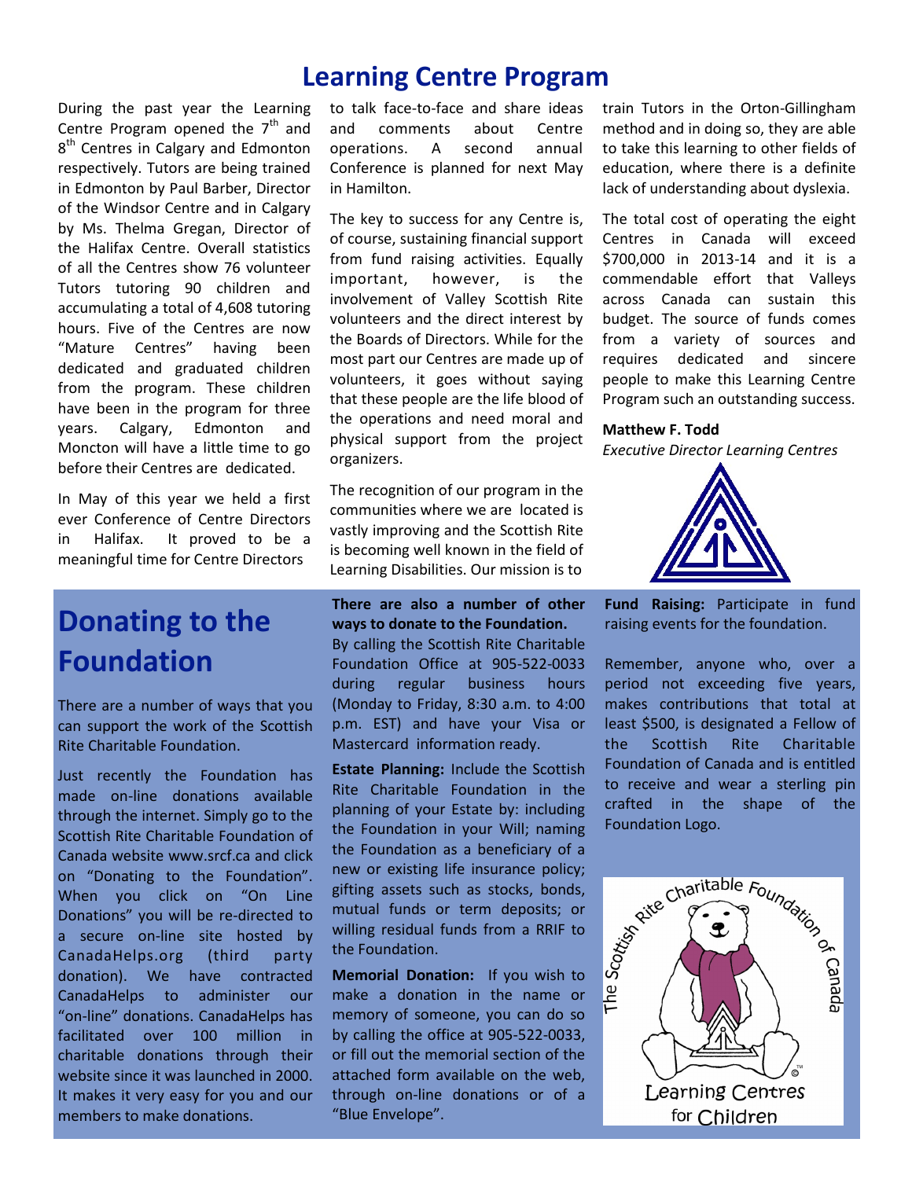# Learning Centre Program

During the past year the Learning Centre Program opened the 7th and 8th Centres in Calgary and Edmonton respectively. Tutors are being trained in Edmonton by Paul Barber, Director of the Windsor Centre and in Calgary by Ms. Thelma Gregan, Director of the Halifax Centre. Overall statistics of all the Centres show 76 volunteer Tutors tutoring 90 children and accumulating a total of 4,608 tutoring hours. Five of the Centres are now "Mature Centres" having been dedicated and graduated children from the program. These children have been in the program for three years. Calgary, Edmonton and Moncton will have a little time to go before their Centres are dedicated.

In May of this year we held a first ever Conference of Centre Directors in Halifax. It proved to be a meaningful time for Centre Directors to talk face-to-face and share ideas and comments about Centre operations. A second annual Conference is planned for next May in Hamilton.

The key to success for any Centre is, of course, sustaining financial support from fund raising activities. Equally important, however, is the involvement of Valley Scottish Rite volunteers and the direct interest by the Boards of Directors. While for the most part our Centres are made up of volunteers, it goes without saying that these people are the life blood of the operations and need moral and physical support from the project organizers.

The recognition of our program in the communities where we are located is vastly improving and the Scottish Rite is becoming well known in the field of Learning Disabilities. Our mission is to train Tutors in the Orton-Gillingham method and in doing so, they are able to take this learning to other fields of education, where there is a definite lack of understanding about dyslexia.

The total cost of operating the eight Centres in Canada will exceed $700,000 in 2013-14 and it is a commendable effort that Valleys across Canada can sustain this budget. The source of funds comes from a variety of sources and requires dedicated and sincere people to make this Learning Centre Program such an outstanding success.

**Matthew F. Todd**
*Executive Director Learning Centres*

# Donating to the Foundation

There are a number of ways that you can support the work of the Scottish Rite Charitable Foundation.

Just recently the Foundation has made on-line donations available through the internet. Simply go to the Scottish Rite Charitable Foundation of Canada website www.srcf.ca and click on "Donating to the Foundation". When you click on "On Line Donations" you will be re-directed to a secure on-line site hosted by CanadaHelps.org (third party donation). We have contracted CanadaHelps to administer our "on-line" donations. CanadaHelps has facilitated over 100 million in charitable donations through their website since it was launched in 2000. It makes it very easy for you and our members to make donations.

**There are also a number of other ways to donate to the Foundation.**
By calling the Scottish Rite Charitable Foundation Office at 905-522-0033 during regular business hours (Monday to Friday, 8:30 a.m. to 4:00 p.m. EST) and have your Visa or Mastercard information ready.

**Estate Planning:** Include the Scottish Rite Charitable Foundation in the planning of your Estate by: including the Foundation in your Will; naming the Foundation as a beneficiary of a new or existing life insurance policy; gifting assets such as stocks, bonds, mutual funds or term deposits; or willing residual funds from a RRIF to the Foundation.

**Memorial Donation:** If you wish to make a donation in the name or memory of someone, you can do so by calling the office at 905-522-0033, or fill out the memorial section of the attached form available on the web, through on-line donations or of a "Blue Envelope".

**Fund Raising:** Participate in fund raising events for the foundation.

Remember, anyone who, over a period not exceeding five years, makes contributions that total at least $500, is designated a Fellow of the Scottish Rite Charitable Foundation of Canada and is entitled to receive and wear a sterling pin crafted in the shape of the Foundation Logo.

The Scottish Rite Charitable Foundation of Canada
Learning Centres for Children